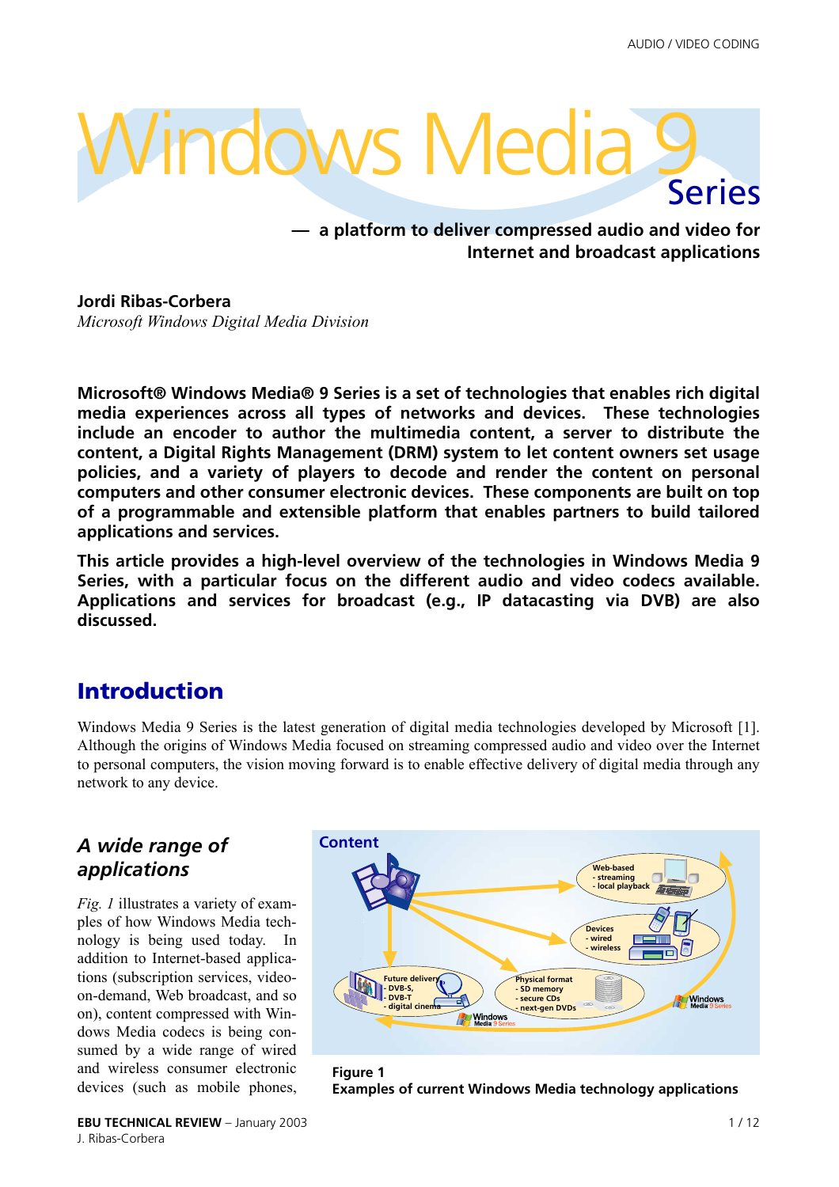# Windows Media 9 Series

## — a platform to deliver compressed audio and video for Internet and broadcast applications

**Jordi Ribas-Corbera**
*Microsoft Windows Digital Media Division*

**Microsoft® Windows Media® 9 Series is a set of technologies that enables rich digital media experiences across all types of networks and devices. These technologies include an encoder to author the multimedia content, a server to distribute the content, a Digital Rights Management (DRM) system to let content owners set usage policies, and a variety of players to decode and render the content on personal computers and other consumer electronic devices. These components are built on top of a programmable and extensible platform that enables partners to build tailored applications and services.**

**This article provides a high-level overview of the technologies in Windows Media 9 Series, with a particular focus on the different audio and video codecs available. Applications and services for broadcast (e.g., IP datacasting via DVB) are also discussed.**

## Introduction

Windows Media 9 Series is the latest generation of digital media technologies developed by Microsoft [1]. Although the origins of Windows Media focused on streaming compressed audio and video over the Internet to personal computers, the vision moving forward is to enable effective delivery of digital media through any network to any device.

### *A wide range of applications*

*Fig. 1* illustrates a variety of examples of how Windows Media technology is being used today. In addition to Internet-based applications (subscription services, video-on-demand, Web broadcast, and so on), content compressed with Windows Media codecs is being consumed by a wide range of wired and wireless consumer electronic devices (such as mobile phones,

**Figure 1**
**Examples of current Windows Media technology applications**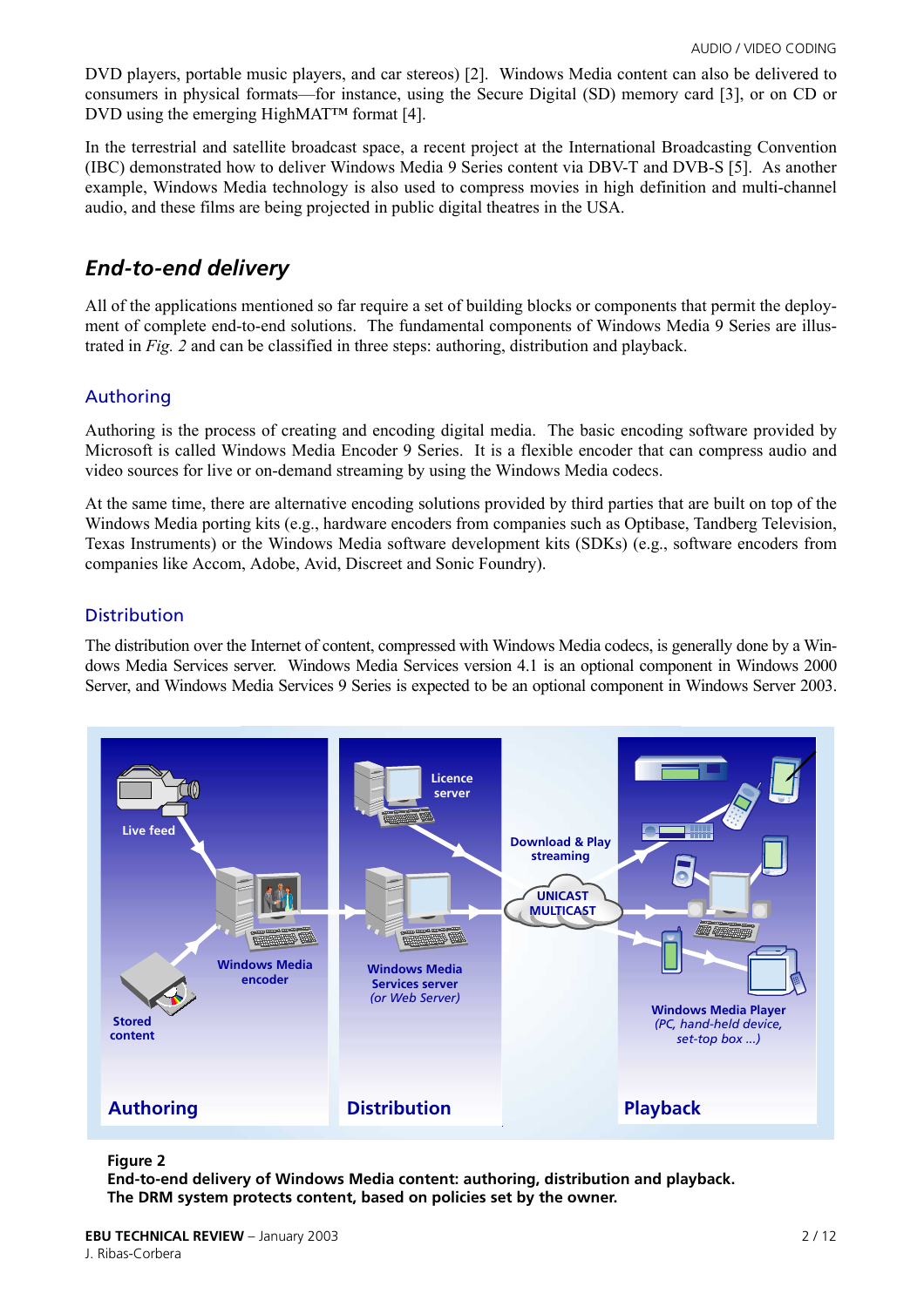DVD players, portable music players, and car stereos) [2]. Windows Media content can also be delivered to consumers in physical formats—for instance, using the Secure Digital (SD) memory card [3], or on CD or DVD using the emerging HighMAT™ format [4].

In the terrestrial and satellite broadcast space, a recent project at the International Broadcasting Convention (IBC) demonstrated how to deliver Windows Media 9 Series content via DBV-T and DVB-S [5]. As another example, Windows Media technology is also used to compress movies in high definition and multi-channel audio, and these films are being projected in public digital theatres in the USA.

## *End-to-end delivery*

All of the applications mentioned so far require a set of building blocks or components that permit the deployment of complete end-to-end solutions. The fundamental components of Windows Media 9 Series are illustrated in *Fig. 2* and can be classified in three steps: authoring, distribution and playback.

### Authoring

Authoring is the process of creating and encoding digital media. The basic encoding software provided by Microsoft is called Windows Media Encoder 9 Series. It is a flexible encoder that can compress audio and video sources for live or on-demand streaming by using the Windows Media codecs.

At the same time, there are alternative encoding solutions provided by third parties that are built on top of the Windows Media porting kits (e.g., hardware encoders from companies such as Optibase, Tandberg Television, Texas Instruments) or the Windows Media software development kits (SDKs) (e.g., software encoders from companies like Accom, Adobe, Avid, Discreet and Sonic Foundry).

### Distribution

The distribution over the Internet of content, compressed with Windows Media codecs, is generally done by a Windows Media Services server. Windows Media Services version 4.1 is an optional component in Windows 2000 Server, and Windows Media Services 9 Series is expected to be an optional component in Windows Server 2003.

**Figure 2**
**End-to-end delivery of Windows Media content: authoring, distribution and playback.**
**The DRM system protects content, based on policies set by the owner.**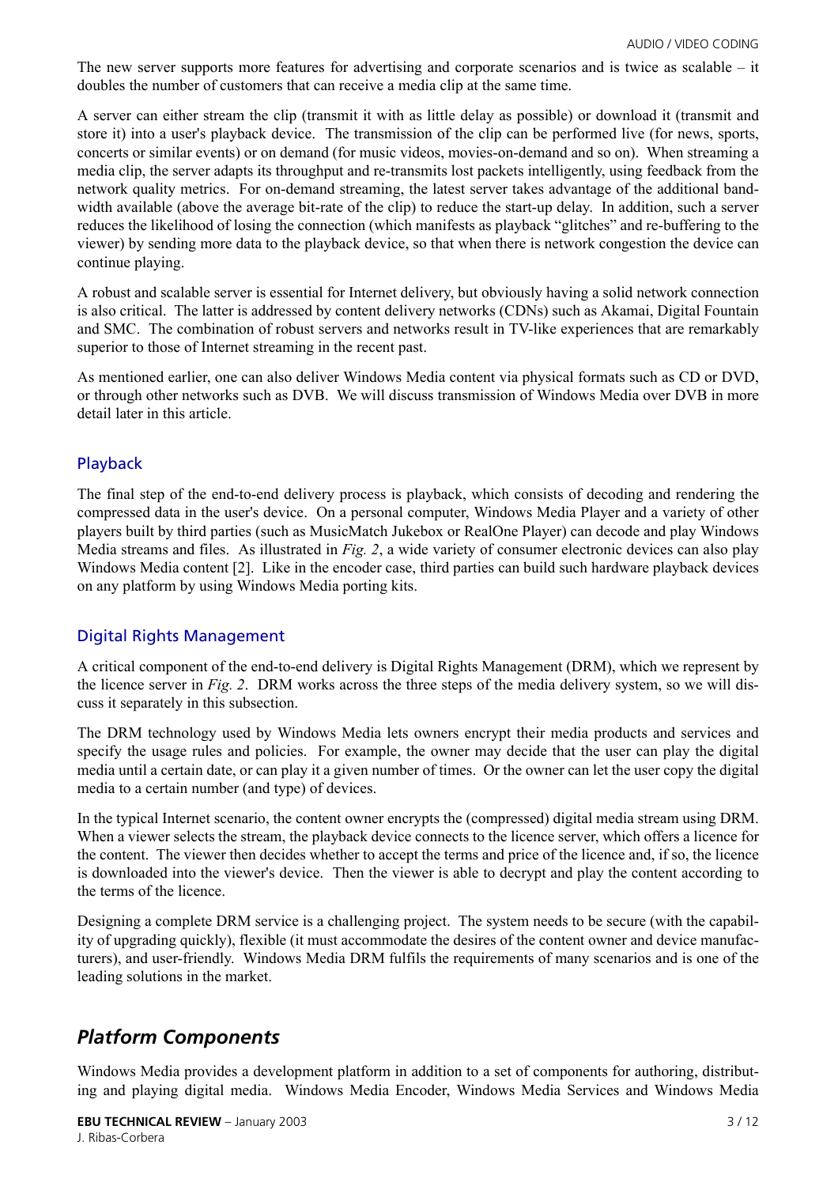The new server supports more features for advertising and corporate scenarios and is twice as scalable – it doubles the number of customers that can receive a media clip at the same time.

A server can either stream the clip (transmit it with as little delay as possible) or download it (transmit and store it) into a user's playback device. The transmission of the clip can be performed live (for news, sports, concerts or similar events) or on demand (for music videos, movies-on-demand and so on). When streaming a media clip, the server adapts its throughput and re-transmits lost packets intelligently, using feedback from the network quality metrics. For on-demand streaming, the latest server takes advantage of the additional bandwidth available (above the average bit-rate of the clip) to reduce the start-up delay. In addition, such a server reduces the likelihood of losing the connection (which manifests as playback "glitches" and re-buffering to the viewer) by sending more data to the playback device, so that when there is network congestion the device can continue playing.

A robust and scalable server is essential for Internet delivery, but obviously having a solid network connection is also critical. The latter is addressed by content delivery networks (CDNs) such as Akamai, Digital Fountain and SMC. The combination of robust servers and networks result in TV-like experiences that are remarkably superior to those of Internet streaming in the recent past.

As mentioned earlier, one can also deliver Windows Media content via physical formats such as CD or DVD, or through other networks such as DVB. We will discuss transmission of Windows Media over DVB in more detail later in this article.

### Playback

The final step of the end-to-end delivery process is playback, which consists of decoding and rendering the compressed data in the user's device. On a personal computer, Windows Media Player and a variety of other players built by third parties (such as MusicMatch Jukebox or RealOne Player) can decode and play Windows Media streams and files. As illustrated in *Fig. 2*, a wide variety of consumer electronic devices can also play Windows Media content [2]. Like in the encoder case, third parties can build such hardware playback devices on any platform by using Windows Media porting kits.

### Digital Rights Management

A critical component of the end-to-end delivery is Digital Rights Management (DRM), which we represent by the licence server in *Fig. 2*. DRM works across the three steps of the media delivery system, so we will discuss it separately in this subsection.

The DRM technology used by Windows Media lets owners encrypt their media products and services and specify the usage rules and policies. For example, the owner may decide that the user can play the digital media until a certain date, or can play it a given number of times. Or the owner can let the user copy the digital media to a certain number (and type) of devices.

In the typical Internet scenario, the content owner encrypts the (compressed) digital media stream using DRM. When a viewer selects the stream, the playback device connects to the licence server, which offers a licence for the content. The viewer then decides whether to accept the terms and price of the licence and, if so, the licence is downloaded into the viewer's device. Then the viewer is able to decrypt and play the content according to the terms of the licence.

Designing a complete DRM service is a challenging project. The system needs to be secure (with the capability of upgrading quickly), flexible (it must accommodate the desires of the content owner and device manufacturers), and user-friendly. Windows Media DRM fulfils the requirements of many scenarios and is one of the leading solutions in the market.

## *Platform Components*

Windows Media provides a development platform in addition to a set of components for authoring, distributing and playing digital media. Windows Media Encoder, Windows Media Services and Windows Media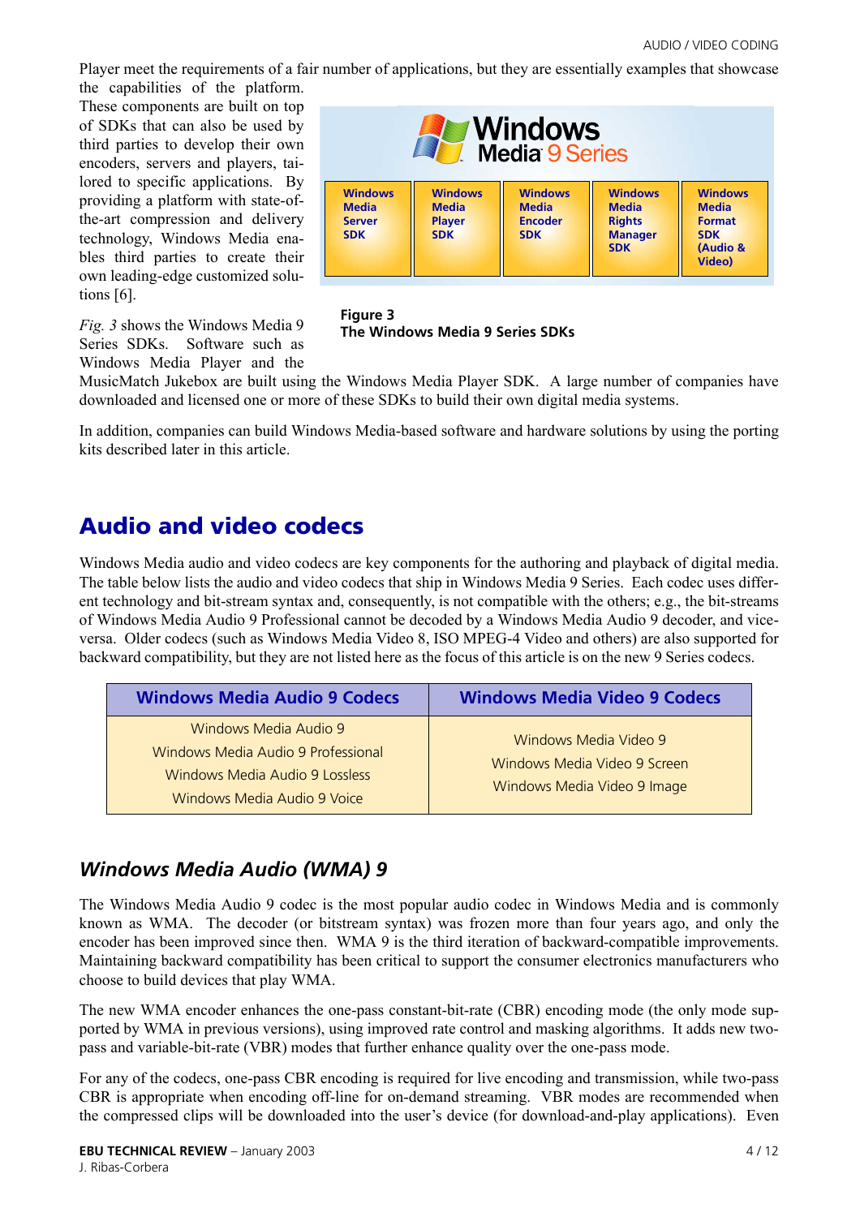Player meet the requirements of a fair number of applications, but they are essentially examples that showcase the capabilities of the platform. These components are built on top of SDKs that can also be used by third parties to develop their own encoders, servers and players, tailored to specific applications. By providing a platform with state-of-the-art compression and delivery technology, Windows Media enables third parties to create their own leading-edge customized solutions [6].

| Windows Media Server SDK | Windows Media Player SDK | Windows Media Encoder SDK | Windows Media Rights Manager SDK | Windows Media Format SDK (Audio & Video) |
|---|---|---|---|---|

**Figure 3**
**The Windows Media 9 Series SDKs**

*Fig. 3* shows the Windows Media 9 Series SDKs. Software such as Windows Media Player and the MusicMatch Jukebox are built using the Windows Media Player SDK. A large number of companies have downloaded and licensed one or more of these SDKs to build their own digital media systems.

In addition, companies can build Windows Media-based software and hardware solutions by using the porting kits described later in this article.

## Audio and video codecs

Windows Media audio and video codecs are key components for the authoring and playback of digital media. The table below lists the audio and video codecs that ship in Windows Media 9 Series. Each codec uses different technology and bit-stream syntax and, consequently, is not compatible with the others; e.g., the bit-streams of Windows Media Audio 9 Professional cannot be decoded by a Windows Media Audio 9 decoder, and vice-versa. Older codecs (such as Windows Media Video 8, ISO MPEG-4 Video and others) are also supported for backward compatibility, but they are not listed here as the focus of this article is on the new 9 Series codecs.

| Windows Media Audio 9 Codecs | Windows Media Video 9 Codecs |
|---|---|
| Windows Media Audio 9<br>Windows Media Audio 9 Professional<br>Windows Media Audio 9 Lossless<br>Windows Media Audio 9 Voice | Windows Media Video 9<br>Windows Media Video 9 Screen<br>Windows Media Video 9 Image |

### *Windows Media Audio (WMA) 9*

The Windows Media Audio 9 codec is the most popular audio codec in Windows Media and is commonly known as WMA. The decoder (or bitstream syntax) was frozen more than four years ago, and only the encoder has been improved since then. WMA 9 is the third iteration of backward-compatible improvements. Maintaining backward compatibility has been critical to support the consumer electronics manufacturers who choose to build devices that play WMA.

The new WMA encoder enhances the one-pass constant-bit-rate (CBR) encoding mode (the only mode supported by WMA in previous versions), using improved rate control and masking algorithms. It adds new two-pass and variable-bit-rate (VBR) modes that further enhance quality over the one-pass mode.

For any of the codecs, one-pass CBR encoding is required for live encoding and transmission, while two-pass CBR is appropriate when encoding off-line for on-demand streaming. VBR modes are recommended when the compressed clips will be downloaded into the user's device (for download-and-play applications). Even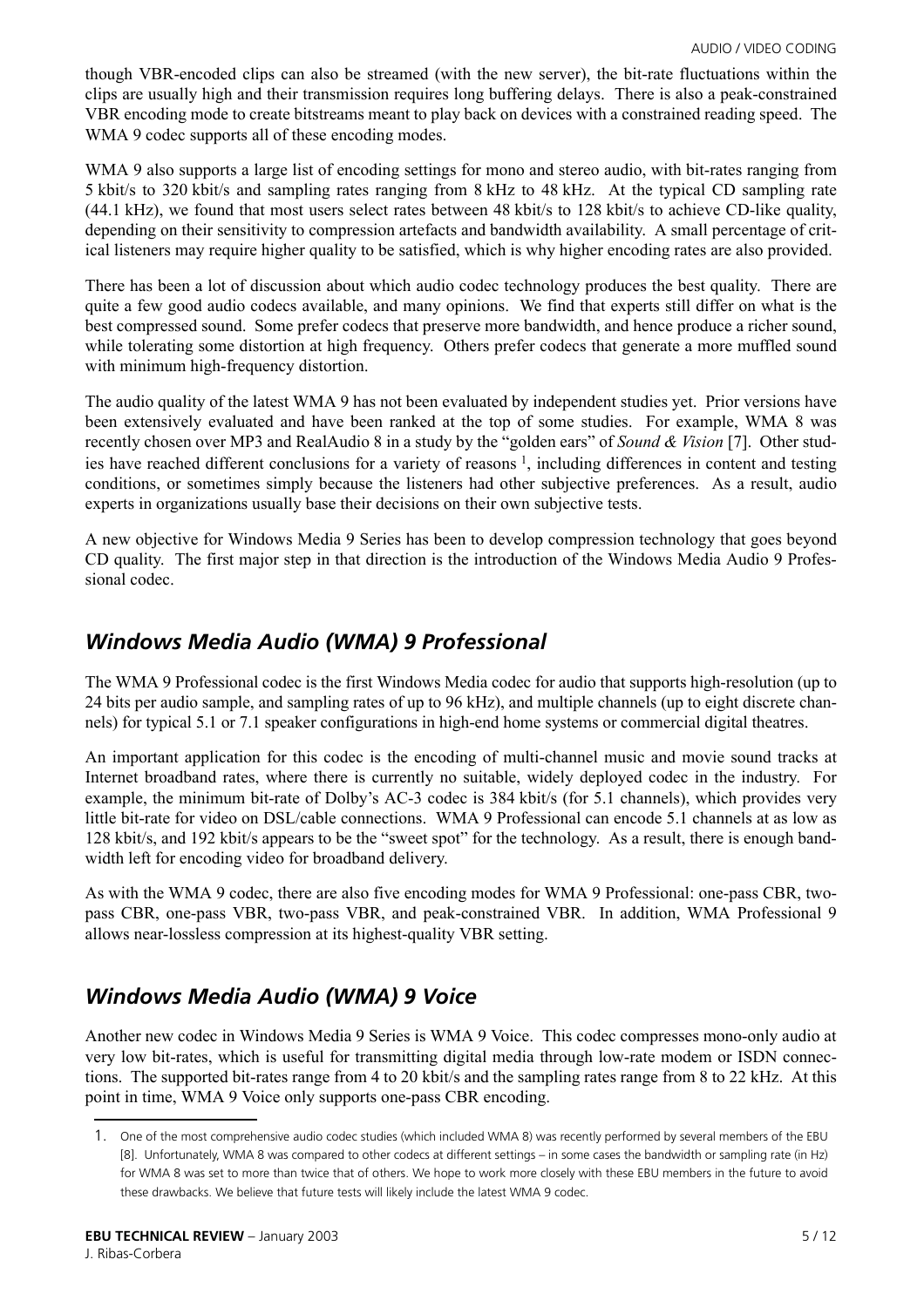though VBR-encoded clips can also be streamed (with the new server), the bit-rate fluctuations within the clips are usually high and their transmission requires long buffering delays. There is also a peak-constrained VBR encoding mode to create bitstreams meant to play back on devices with a constrained reading speed. The WMA 9 codec supports all of these encoding modes.

WMA 9 also supports a large list of encoding settings for mono and stereo audio, with bit-rates ranging from 5 kbit/s to 320 kbit/s and sampling rates ranging from 8 kHz to 48 kHz. At the typical CD sampling rate (44.1 kHz), we found that most users select rates between 48 kbit/s to 128 kbit/s to achieve CD-like quality, depending on their sensitivity to compression artefacts and bandwidth availability. A small percentage of critical listeners may require higher quality to be satisfied, which is why higher encoding rates are also provided.

There has been a lot of discussion about which audio codec technology produces the best quality. There are quite a few good audio codecs available, and many opinions. We find that experts still differ on what is the best compressed sound. Some prefer codecs that preserve more bandwidth, and hence produce a richer sound, while tolerating some distortion at high frequency. Others prefer codecs that generate a more muffled sound with minimum high-frequency distortion.

The audio quality of the latest WMA 9 has not been evaluated by independent studies yet. Prior versions have been extensively evaluated and have been ranked at the top of some studies. For example, WMA 8 was recently chosen over MP3 and RealAudio 8 in a study by the "golden ears" of *Sound & Vision* [7]. Other studies have reached different conclusions for a variety of reasons [1], including differences in content and testing conditions, or sometimes simply because the listeners had other subjective preferences. As a result, audio experts in organizations usually base their decisions on their own subjective tests.

A new objective for Windows Media 9 Series has been to develop compression technology that goes beyond CD quality. The first major step in that direction is the introduction of the Windows Media Audio 9 Professional codec.

## *Windows Media Audio (WMA) 9 Professional*

The WMA 9 Professional codec is the first Windows Media codec for audio that supports high-resolution (up to 24 bits per audio sample, and sampling rates of up to 96 kHz), and multiple channels (up to eight discrete channels) for typical 5.1 or 7.1 speaker configurations in high-end home systems or commercial digital theatres.

An important application for this codec is the encoding of multi-channel music and movie sound tracks at Internet broadband rates, where there is currently no suitable, widely deployed codec in the industry. For example, the minimum bit-rate of Dolby's AC-3 codec is 384 kbit/s (for 5.1 channels), which provides very little bit-rate for video on DSL/cable connections. WMA 9 Professional can encode 5.1 channels at as low as 128 kbit/s, and 192 kbit/s appears to be the "sweet spot" for the technology. As a result, there is enough bandwidth left for encoding video for broadband delivery.

As with the WMA 9 codec, there are also five encoding modes for WMA 9 Professional: one-pass CBR, two-pass CBR, one-pass VBR, two-pass VBR, and peak-constrained VBR. In addition, WMA Professional 9 allows near-lossless compression at its highest-quality VBR setting.

## *Windows Media Audio (WMA) 9 Voice*

Another new codec in Windows Media 9 Series is WMA 9 Voice. This codec compresses mono-only audio at very low bit-rates, which is useful for transmitting digital media through low-rate modem or ISDN connections. The supported bit-rates range from 4 to 20 kbit/s and the sampling rates range from 8 to 22 kHz. At this point in time, WMA 9 Voice only supports one-pass CBR encoding.

---

1. One of the most comprehensive audio codec studies (which included WMA 8) was recently performed by several members of the EBU [8]. Unfortunately, WMA 8 was compared to other codecs at different settings – in some cases the bandwidth or sampling rate (in Hz) for WMA 8 was set to more than twice that of others. We hope to work more closely with these EBU members in the future to avoid these drawbacks. We believe that future tests will likely include the latest WMA 9 codec.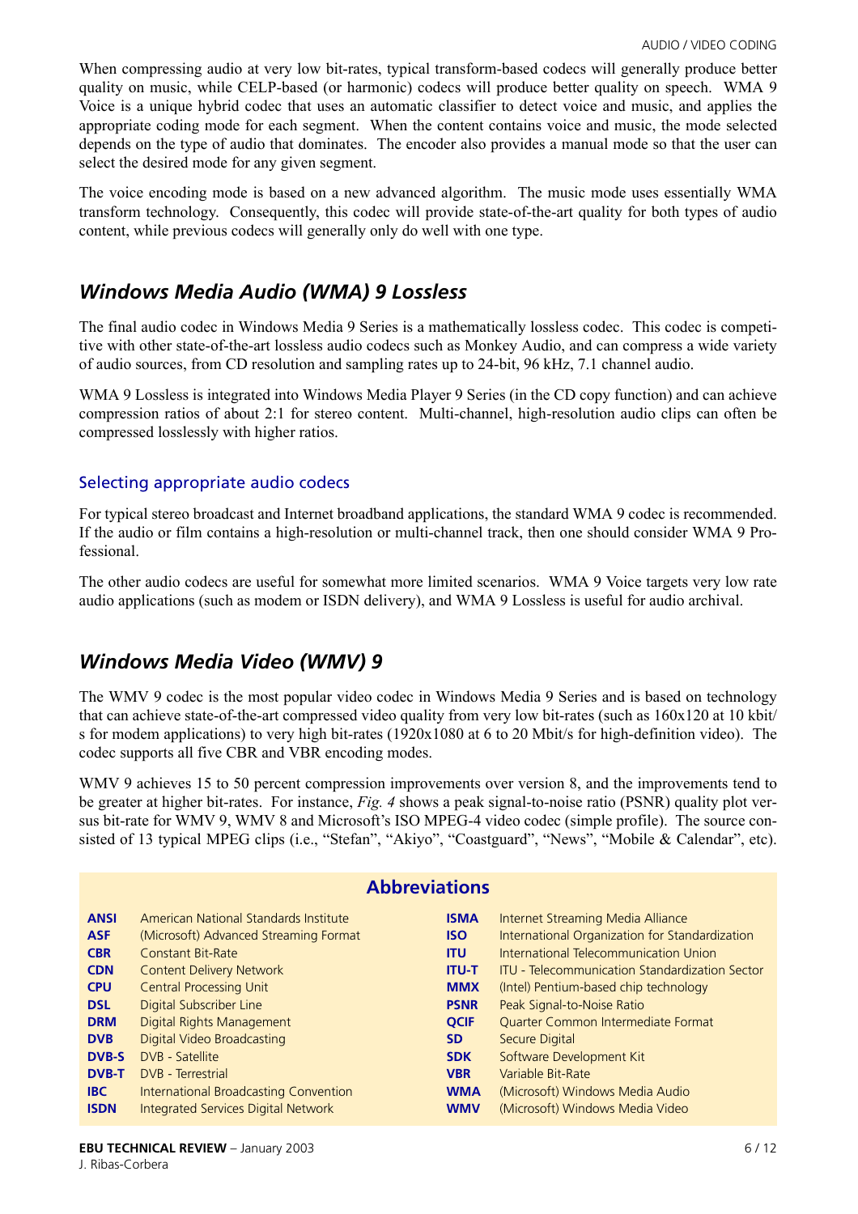When compressing audio at very low bit-rates, typical transform-based codecs will generally produce better quality on music, while CELP-based (or harmonic) codecs will produce better quality on speech. WMA 9 Voice is a unique hybrid codec that uses an automatic classifier to detect voice and music, and applies the appropriate coding mode for each segment. When the content contains voice and music, the mode selected depends on the type of audio that dominates. The encoder also provides a manual mode so that the user can select the desired mode for any given segment.

The voice encoding mode is based on a new advanced algorithm. The music mode uses essentially WMA transform technology. Consequently, this codec will provide state-of-the-art quality for both types of audio content, while previous codecs will generally only do well with one type.

## *Windows Media Audio (WMA) 9 Lossless*

The final audio codec in Windows Media 9 Series is a mathematically lossless codec. This codec is competitive with other state-of-the-art lossless audio codecs such as Monkey Audio, and can compress a wide variety of audio sources, from CD resolution and sampling rates up to 24-bit, 96 kHz, 7.1 channel audio.

WMA 9 Lossless is integrated into Windows Media Player 9 Series (in the CD copy function) and can achieve compression ratios of about 2:1 for stereo content. Multi-channel, high-resolution audio clips can often be compressed losslessly with higher ratios.

### Selecting appropriate audio codecs

For typical stereo broadcast and Internet broadband applications, the standard WMA 9 codec is recommended. If the audio or film contains a high-resolution or multi-channel track, then one should consider WMA 9 Professional.

The other audio codecs are useful for somewhat more limited scenarios. WMA 9 Voice targets very low rate audio applications (such as modem or ISDN delivery), and WMA 9 Lossless is useful for audio archival.

## *Windows Media Video (WMV) 9*

The WMV 9 codec is the most popular video codec in Windows Media 9 Series and is based on technology that can achieve state-of-the-art compressed video quality from very low bit-rates (such as 160x120 at 10 kbit/s for modem applications) to very high bit-rates (1920x1080 at 6 to 20 Mbit/s for high-definition video). The codec supports all five CBR and VBR encoding modes.

WMV 9 achieves 15 to 50 percent compression improvements over version 8, and the improvements tend to be greater at higher bit-rates. For instance, *Fig. 4* shows a peak signal-to-noise ratio (PSNR) quality plot versus bit-rate for WMV 9, WMV 8 and Microsoft's ISO MPEG-4 video codec (simple profile). The source consisted of 13 typical MPEG clips (i.e., "Stefan", "Akiyo", "Coastguard", "News", "Mobile & Calendar", etc).

### Abbreviations

| Abbreviation | Meaning |
|---|---|
| **ANSI** | American National Standards Institute |
| **ASF** | (Microsoft) Advanced Streaming Format |
| **CBR** | Constant Bit-Rate |
| **CDN** | Content Delivery Network |
| **CPU** | Central Processing Unit |
| **DSL** | Digital Subscriber Line |
| **DRM** | Digital Rights Management |
| **DVB** | Digital Video Broadcasting |
| **DVB-S** | DVB - Satellite |
| **DVB-T** | DVB - Terrestrial |
| **IBC** | International Broadcasting Convention |
| **ISDN** | Integrated Services Digital Network |
| **ISMA** | Internet Streaming Media Alliance |
| **ISO** | International Organization for Standardization |
| **ITU** | International Telecommunication Union |
| **ITU-T** | ITU - Telecommunication Standardization Sector |
| **MMX** | (Intel) Pentium-based chip technology |
| **PSNR** | Peak Signal-to-Noise Ratio |
| **QCIF** | Quarter Common Intermediate Format |
| **SD** | Secure Digital |
| **SDK** | Software Development Kit |
| **VBR** | Variable Bit-Rate |
| **WMA** | (Microsoft) Windows Media Audio |
| **WMV** | (Microsoft) Windows Media Video |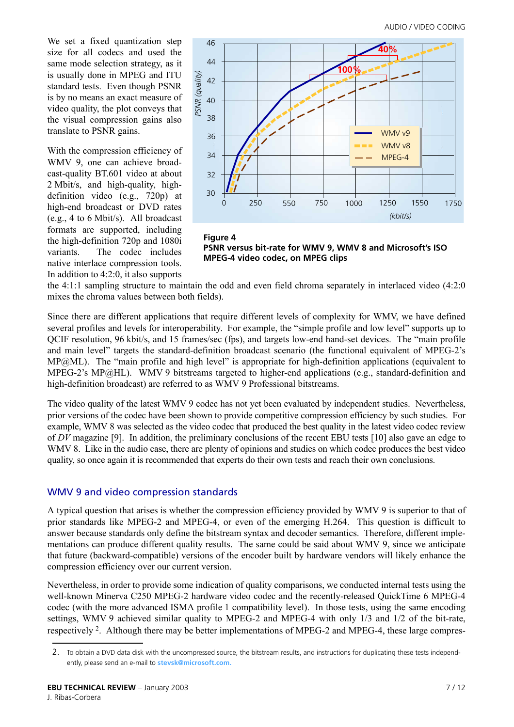We set a fixed quantization step size for all codecs and used the same mode selection strategy, as it is usually done in MPEG and ITU standard tests. Even though PSNR is by no means an exact measure of video quality, the plot conveys that the visual compression gains also translate to PSNR gains.

With the compression efficiency of WMV 9, one can achieve broadcast-quality BT.601 video at about 2 Mbit/s, and high-quality, high-definition video (e.g., 720p) at high-end broadcast or DVD rates (e.g., 4 to 6 Mbit/s). All broadcast formats are supported, including the high-definition 720p and 1080i variants. The codec includes native interlace compression tools. In addition to 4:2:0, it also supports the 4:1:1 sampling structure to maintain the odd and even field chroma separately in interlaced video (4:2:0 mixes the chroma values between both fields).

**Figure 4**
**PSNR versus bit-rate for WMV 9, WMV 8 and Microsoft's ISO MPEG-4 video codec, on MPEG clips**

Since there are different applications that require different levels of complexity for WMV, we have defined several profiles and levels for interoperability. For example, the "simple profile and low level" supports up to QCIF resolution, 96 kbit/s, and 15 frames/sec (fps), and targets low-end hand-set devices. The "main profile and main level" targets the standard-definition broadcast scenario (the functional equivalent of MPEG-2's MP@ML). The "main profile and high level" is appropriate for high-definition applications (equivalent to MPEG-2's MP@HL). WMV 9 bitstreams targeted to higher-end applications (e.g., standard-definition and high-definition broadcast) are referred to as WMV 9 Professional bitstreams.

The video quality of the latest WMV 9 codec has not yet been evaluated by independent studies. Nevertheless, prior versions of the codec have been shown to provide competitive compression efficiency by such studies. For example, WMV 8 was selected as the video codec that produced the best quality in the latest video codec review of *DV* magazine [9]. In addition, the preliminary conclusions of the recent EBU tests [10] also gave an edge to WMV 8. Like in the audio case, there are plenty of opinions and studies on which codec produces the best video quality, so once again it is recommended that experts do their own tests and reach their own conclusions.

## WMV 9 and video compression standards

A typical question that arises is whether the compression efficiency provided by WMV 9 is superior to that of prior standards like MPEG-2 and MPEG-4, or even of the emerging H.264. This question is difficult to answer because standards only define the bitstream syntax and decoder semantics. Therefore, different implementations can produce different quality results. The same could be said about WMV 9, since we anticipate that future (backward-compatible) versions of the encoder built by hardware vendors will likely enhance the compression efficiency over our current version.

Nevertheless, in order to provide some indication of quality comparisons, we conducted internal tests using the well-known Minerva C250 MPEG-2 hardware video codec and the recently-released QuickTime 6 MPEG-4 codec (with the more advanced ISMA profile 1 compatibility level). In those tests, using the same encoding settings, WMV 9 achieved similar quality to MPEG-2 and MPEG-4 with only 1/3 and 1/2 of the bit-rate, respectively [2]. Although there may be better implementations of MPEG-2 and MPEG-4, these large compres-

2. To obtain a DVD data disk with the uncompressed source, the bitstream results, and instructions for duplicating these tests independently, please send an e-mail to stevsk@microsoft.com.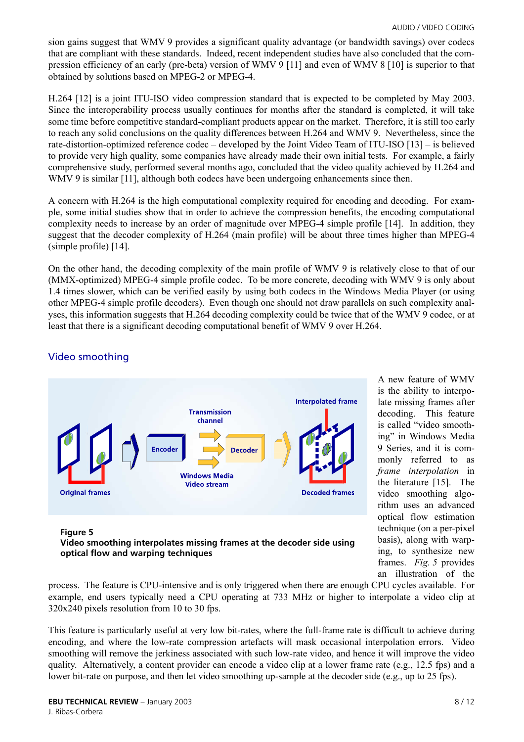sion gains suggest that WMV 9 provides a significant quality advantage (or bandwidth savings) over codecs that are compliant with these standards. Indeed, recent independent studies have also concluded that the compression efficiency of an early (pre-beta) version of WMV 9 [11] and even of WMV 8 [10] is superior to that obtained by solutions based on MPEG-2 or MPEG-4.

H.264 [12] is a joint ITU-ISO video compression standard that is expected to be completed by May 2003. Since the interoperability process usually continues for months after the standard is completed, it will take some time before competitive standard-compliant products appear on the market. Therefore, it is still too early to reach any solid conclusions on the quality differences between H.264 and WMV 9. Nevertheless, since the rate-distortion-optimized reference codec – developed by the Joint Video Team of ITU-ISO [13] – is believed to provide very high quality, some companies have already made their own initial tests. For example, a fairly comprehensive study, performed several months ago, concluded that the video quality achieved by H.264 and WMV 9 is similar [11], although both codecs have been undergoing enhancements since then.

A concern with H.264 is the high computational complexity required for encoding and decoding. For example, some initial studies show that in order to achieve the compression benefits, the encoding computational complexity needs to increase by an order of magnitude over MPEG-4 simple profile [14]. In addition, they suggest that the decoder complexity of H.264 (main profile) will be about three times higher than MPEG-4 (simple profile) [14].

On the other hand, the decoding complexity of the main profile of WMV 9 is relatively close to that of our (MMX-optimized) MPEG-4 simple profile codec. To be more concrete, decoding with WMV 9 is only about 1.4 times slower, which can be verified easily by using both codecs in the Windows Media Player (or using other MPEG-4 simple profile decoders). Even though one should not draw parallels on such complexity analyses, this information suggests that H.264 decoding complexity could be twice that of the WMV 9 codec, or at least that there is a significant decoding computational benefit of WMV 9 over H.264.

## Video smoothing

Original frames | Encoder | Transmission channel | Decoder | Windows Media Video stream | Interpolated frame | Decoded frames

**Figure 5**
**Video smoothing interpolates missing frames at the decoder side using optical flow and warping techniques**

A new feature of WMV is the ability to interpolate missing frames after decoding. This feature is called "video smoothing" in Windows Media 9 Series, and it is commonly referred to as *frame interpolation* in the literature [15]. The video smoothing algorithm uses an advanced optical flow estimation technique (on a per-pixel basis), along with warping, to synthesize new frames. *Fig. 5* provides an illustration of the process. The feature is CPU-intensive and is only triggered when there are enough CPU cycles available. For example, end users typically need a CPU operating at 733 MHz or higher to interpolate a video clip at 320x240 pixels resolution from 10 to 30 fps.

This feature is particularly useful at very low bit-rates, where the full-frame rate is difficult to achieve during encoding, and where the low-rate compression artefacts will mask occasional interpolation errors. Video smoothing will remove the jerkiness associated with such low-rate video, and hence it will improve the video quality. Alternatively, a content provider can encode a video clip at a lower frame rate (e.g., 12.5 fps) and a lower bit-rate on purpose, and then let video smoothing up-sample at the decoder side (e.g., up to 25 fps).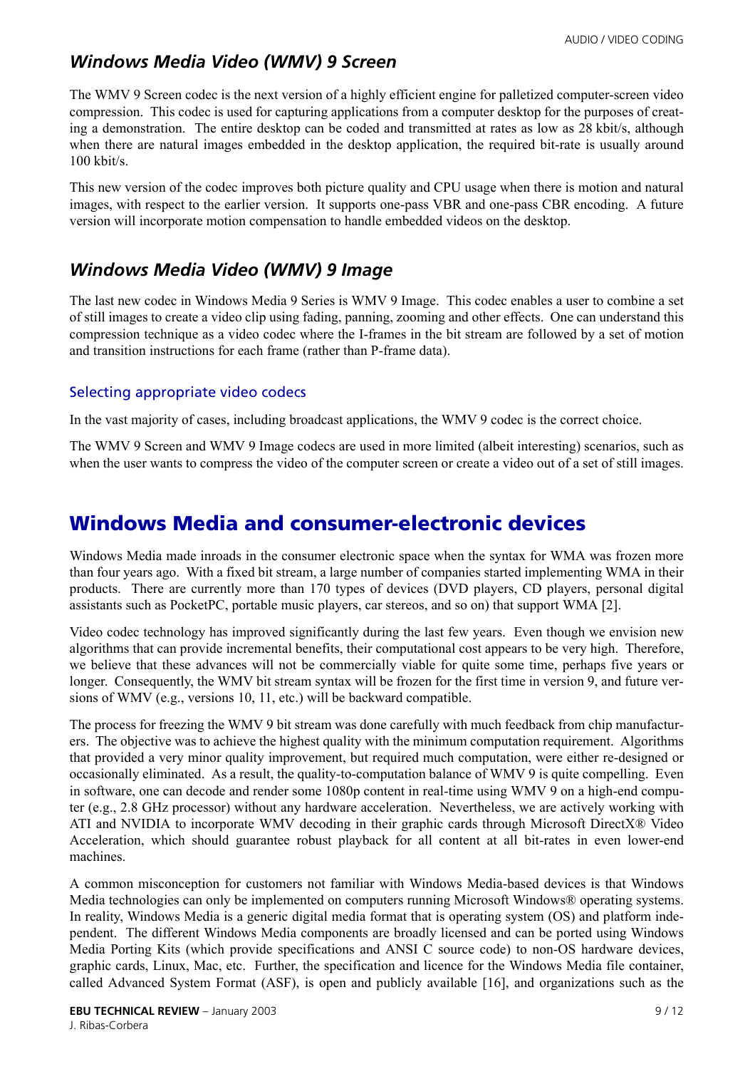## *Windows Media Video (WMV) 9 Screen*

The WMV 9 Screen codec is the next version of a highly efficient engine for palletized computer-screen video compression. This codec is used for capturing applications from a computer desktop for the purposes of creating a demonstration. The entire desktop can be coded and transmitted at rates as low as 28 kbit/s, although when there are natural images embedded in the desktop application, the required bit-rate is usually around 100 kbit/s.

This new version of the codec improves both picture quality and CPU usage when there is motion and natural images, with respect to the earlier version. It supports one-pass VBR and one-pass CBR encoding. A future version will incorporate motion compensation to handle embedded videos on the desktop.

## *Windows Media Video (WMV) 9 Image*

The last new codec in Windows Media 9 Series is WMV 9 Image. This codec enables a user to combine a set of still images to create a video clip using fading, panning, zooming and other effects. One can understand this compression technique as a video codec where the I-frames in the bit stream are followed by a set of motion and transition instructions for each frame (rather than P-frame data).

### Selecting appropriate video codecs

In the vast majority of cases, including broadcast applications, the WMV 9 codec is the correct choice.

The WMV 9 Screen and WMV 9 Image codecs are used in more limited (albeit interesting) scenarios, such as when the user wants to compress the video of the computer screen or create a video out of a set of still images.

# Windows Media and consumer-electronic devices

Windows Media made inroads in the consumer electronic space when the syntax for WMA was frozen more than four years ago. With a fixed bit stream, a large number of companies started implementing WMA in their products. There are currently more than 170 types of devices (DVD players, CD players, personal digital assistants such as PocketPC, portable music players, car stereos, and so on) that support WMA [2].

Video codec technology has improved significantly during the last few years. Even though we envision new algorithms that can provide incremental benefits, their computational cost appears to be very high. Therefore, we believe that these advances will not be commercially viable for quite some time, perhaps five years or longer. Consequently, the WMV bit stream syntax will be frozen for the first time in version 9, and future versions of WMV (e.g., versions 10, 11, etc.) will be backward compatible.

The process for freezing the WMV 9 bit stream was done carefully with much feedback from chip manufacturers. The objective was to achieve the highest quality with the minimum computation requirement. Algorithms that provided a very minor quality improvement, but required much computation, were either re-designed or occasionally eliminated. As a result, the quality-to-computation balance of WMV 9 is quite compelling. Even in software, one can decode and render some 1080p content in real-time using WMV 9 on a high-end computer (e.g., 2.8 GHz processor) without any hardware acceleration. Nevertheless, we are actively working with ATI and NVIDIA to incorporate WMV decoding in their graphic cards through Microsoft DirectX® Video Acceleration, which should guarantee robust playback for all content at all bit-rates in even lower-end machines.

A common misconception for customers not familiar with Windows Media-based devices is that Windows Media technologies can only be implemented on computers running Microsoft Windows® operating systems. In reality, Windows Media is a generic digital media format that is operating system (OS) and platform independent. The different Windows Media components are broadly licensed and can be ported using Windows Media Porting Kits (which provide specifications and ANSI C source code) to non-OS hardware devices, graphic cards, Linux, Mac, etc. Further, the specification and licence for the Windows Media file container, called Advanced System Format (ASF), is open and publicly available [16], and organizations such as the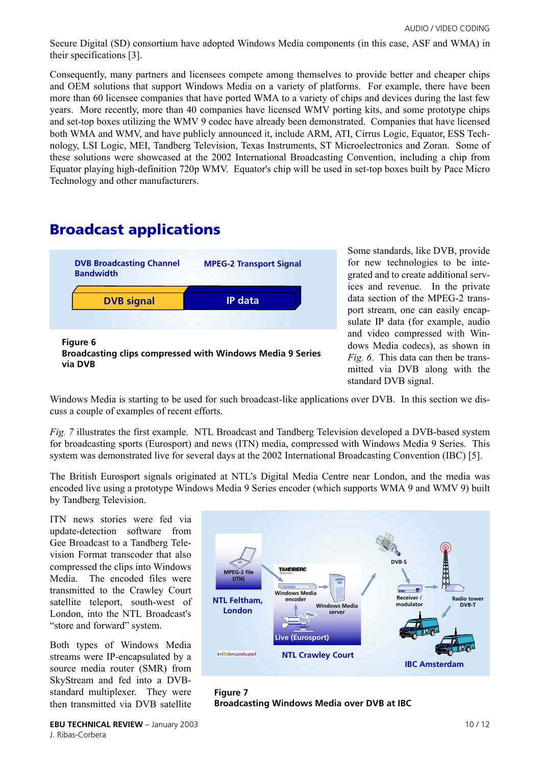Secure Digital (SD) consortium have adopted Windows Media components (in this case, ASF and WMA) in their specifications [3].

Consequently, many partners and licensees compete among themselves to provide better and cheaper chips and OEM solutions that support Windows Media on a variety of platforms. For example, there have been more than 60 licensee companies that have ported WMA to a variety of chips and devices during the last few years. More recently, more than 40 companies have licensed WMV porting kits, and some prototype chips and set-top boxes utilizing the WMV 9 codec have already been demonstrated. Companies that have licensed both WMA and WMV, and have publicly announced it, include ARM, ATI, Cirrus Logic, Equator, ESS Technology, LSI Logic, MEI, Tandberg Television, Texas Instruments, ST Microelectronics and Zoran. Some of these solutions were showcased at the 2002 International Broadcasting Convention, including a chip from Equator playing high-definition 720p WMV. Equator's chip will be used in set-top boxes built by Pace Micro Technology and other manufacturers.

## Broadcast applications

**Figure 6**
**Broadcasting clips compressed with Windows Media 9 Series via DVB**

Some standards, like DVB, provide for new technologies to be integrated and to create additional services and revenue. In the private data section of the MPEG-2 transport stream, one can easily encapsulate IP data (for example, audio and video compressed with Windows Media codecs), as shown in *Fig. 6*. This data can then be transmitted via DVB along with the standard DVB signal.

Windows Media is starting to be used for such broadcast-like applications over DVB. In this section we discuss a couple of examples of recent efforts.

*Fig. 7* illustrates the first example. NTL Broadcast and Tandberg Television developed a DVB-based system for broadcasting sports (Eurosport) and news (ITN) media, compressed with Windows Media 9 Series. This system was demonstrated live for several days at the 2002 International Broadcasting Convention (IBC) [5].

The British Eurosport signals originated at NTL's Digital Media Centre near London, and the media was encoded live using a prototype Windows Media 9 Series encoder (which supports WMA 9 and WMV 9) built by Tandberg Television.

ITN news stories were fed via update-detection software from Gee Broadcast to a Tandberg Television Format transcoder that also compressed the clips into Windows Media. The encoded files were transmitted to the Crawley Court satellite teleport, south-west of London, into the NTL Broadcast's "store and forward" system.

Both types of Windows Media streams were IP-encapsulated by a source media router (SMR) from SkyStream and fed into a DVB-standard multiplexer. They were then transmitted via DVB satellite

**Figure 7**
**Broadcasting Windows Media over DVB at IBC**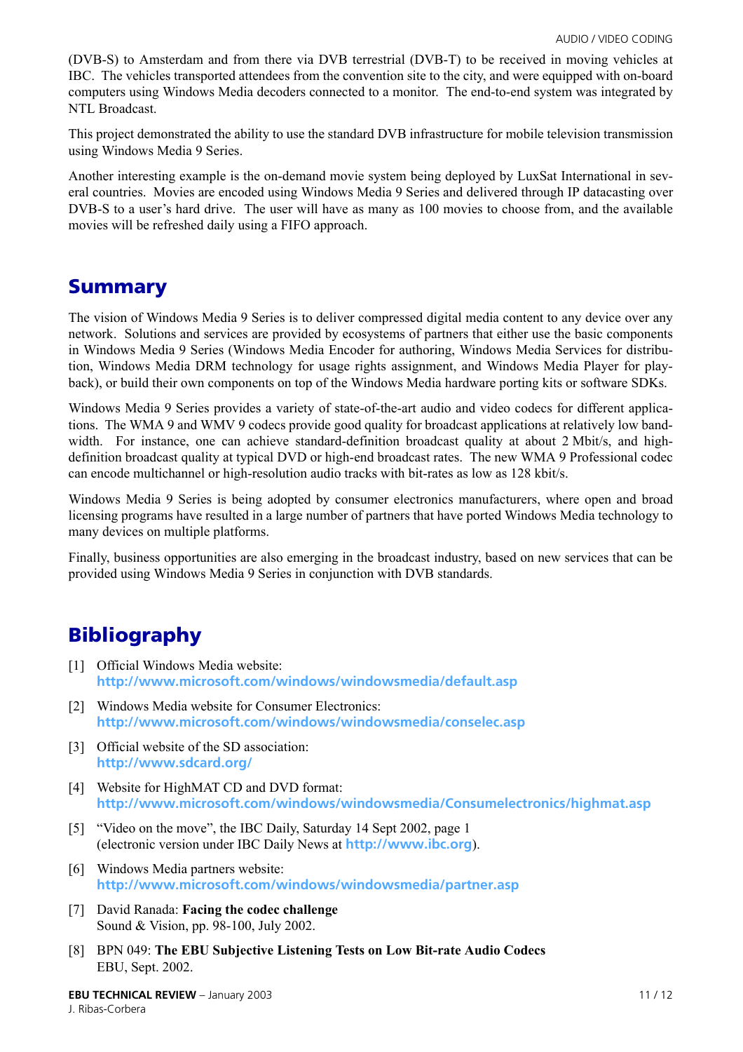(DVB-S) to Amsterdam and from there via DVB terrestrial (DVB-T) to be received in moving vehicles at IBC. The vehicles transported attendees from the convention site to the city, and were equipped with on-board computers using Windows Media decoders connected to a monitor. The end-to-end system was integrated by NTL Broadcast.

This project demonstrated the ability to use the standard DVB infrastructure for mobile television transmission using Windows Media 9 Series.

Another interesting example is the on-demand movie system being deployed by LuxSat International in several countries. Movies are encoded using Windows Media 9 Series and delivered through IP datacasting over DVB-S to a user's hard drive. The user will have as many as 100 movies to choose from, and the available movies will be refreshed daily using a FIFO approach.

## Summary

The vision of Windows Media 9 Series is to deliver compressed digital media content to any device over any network. Solutions and services are provided by ecosystems of partners that either use the basic components in Windows Media 9 Series (Windows Media Encoder for authoring, Windows Media Services for distribution, Windows Media DRM technology for usage rights assignment, and Windows Media Player for playback), or build their own components on top of the Windows Media hardware porting kits or software SDKs.

Windows Media 9 Series provides a variety of state-of-the-art audio and video codecs for different applications. The WMA 9 and WMV 9 codecs provide good quality for broadcast applications at relatively low bandwidth. For instance, one can achieve standard-definition broadcast quality at about 2 Mbit/s, and high-definition broadcast quality at typical DVD or high-end broadcast rates. The new WMA 9 Professional codec can encode multichannel or high-resolution audio tracks with bit-rates as low as 128 kbit/s.

Windows Media 9 Series is being adopted by consumer electronics manufacturers, where open and broad licensing programs have resulted in a large number of partners that have ported Windows Media technology to many devices on multiple platforms.

Finally, business opportunities are also emerging in the broadcast industry, based on new services that can be provided using Windows Media 9 Series in conjunction with DVB standards.

## Bibliography

[1] Official Windows Media website:
**http://www.microsoft.com/windows/windowsmedia/default.asp**

[2] Windows Media website for Consumer Electronics:
**http://www.microsoft.com/windows/windowsmedia/conselec.asp**

[3] Official website of the SD association:
**http://www.sdcard.org/**

[4] Website for HighMAT CD and DVD format:
**http://www.microsoft.com/windows/windowsmedia/Consumelectronics/highmat.asp**

[5] "Video on the move", the IBC Daily, Saturday 14 Sept 2002, page 1
(electronic version under IBC Daily News at **http://www.ibc.org**).

[6] Windows Media partners website:
**http://www.microsoft.com/windows/windowsmedia/partner.asp**

[7] David Ranada: **Facing the codec challenge**
Sound & Vision, pp. 98-100, July 2002.

[8] BPN 049: **The EBU Subjective Listening Tests on Low Bit-rate Audio Codecs**
EBU, Sept. 2002.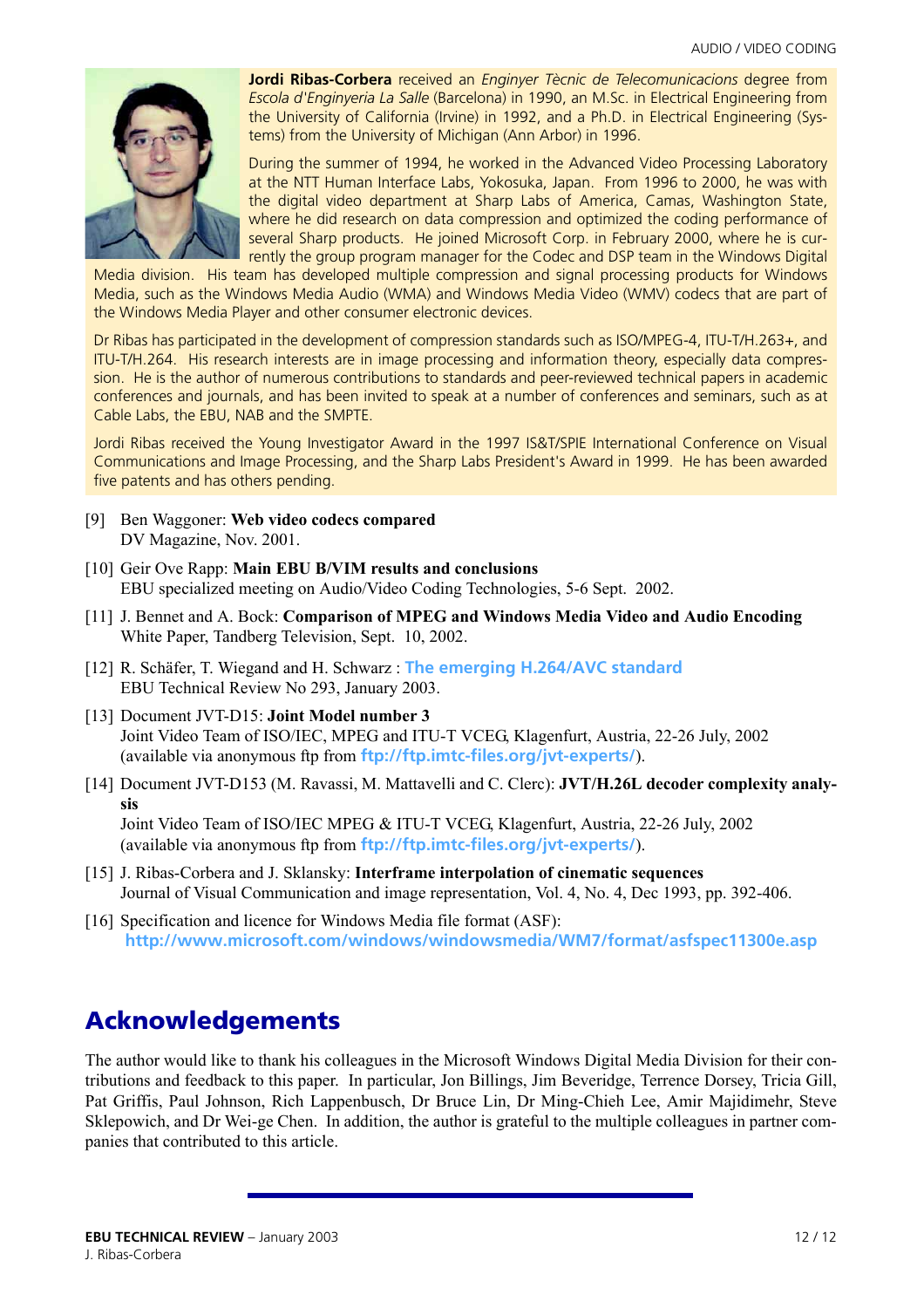**Jordi Ribas-Corbera** received an *Enginyer Tècnic de Telecomunicacions* degree from *Escola d'Enginyeria La Salle* (Barcelona) in 1990, an M.Sc. in Electrical Engineering from the University of California (Irvine) in 1992, and a Ph.D. in Electrical Engineering (Systems) from the University of Michigan (Ann Arbor) in 1996.

During the summer of 1994, he worked in the Advanced Video Processing Laboratory at the NTT Human Interface Labs, Yokosuka, Japan. From 1996 to 2000, he was with the digital video department at Sharp Labs of America, Camas, Washington State, where he did research on data compression and optimized the coding performance of several Sharp products. He joined Microsoft Corp. in February 2000, where he is currently the group program manager for the Codec and DSP team in the Windows Digital Media division. His team has developed multiple compression and signal processing products for Windows Media, such as the Windows Media Audio (WMA) and Windows Media Video (WMV) codecs that are part of the Windows Media Player and other consumer electronic devices.

Dr Ribas has participated in the development of compression standards such as ISO/MPEG-4, ITU-T/H.263+, and ITU-T/H.264. His research interests are in image processing and information theory, especially data compression. He is the author of numerous contributions to standards and peer-reviewed technical papers in academic conferences and journals, and has been invited to speak at a number of conferences and seminars, such as at Cable Labs, the EBU, NAB and the SMPTE.

Jordi Ribas received the Young Investigator Award in the 1997 IS&T/SPIE International Conference on Visual Communications and Image Processing, and the Sharp Labs President's Award in 1999. He has been awarded five patents and has others pending.

[9] Ben Waggoner: **Web video codecs compared**
DV Magazine, Nov. 2001.

[10] Geir Ove Rapp: **Main EBU B/VIM results and conclusions**
EBU specialized meeting on Audio/Video Coding Technologies, 5-6 Sept. 2002.

[11] J. Bennet and A. Bock: **Comparison of MPEG and Windows Media Video and Audio Encoding**
White Paper, Tandberg Television, Sept. 10, 2002.

[12] R. Schäfer, T. Wiegand and H. Schwarz : The emerging H.264/AVC standard
EBU Technical Review No 293, January 2003.

[13] Document JVT-D15: **Joint Model number 3**
Joint Video Team of ISO/IEC, MPEG and ITU-T VCEG, Klagenfurt, Austria, 22-26 July, 2002
(available via anonymous ftp from ftp://ftp.imtc-files.org/jvt-experts/).

[14] Document JVT-D153 (M. Ravassi, M. Mattavelli and C. Clerc): **JVT/H.26L decoder complexity analysis**
Joint Video Team of ISO/IEC MPEG & ITU-T VCEG, Klagenfurt, Austria, 22-26 July, 2002
(available via anonymous ftp from ftp://ftp.imtc-files.org/jvt-experts/).

[15] J. Ribas-Corbera and J. Sklansky: **Interframe interpolation of cinematic sequences**
Journal of Visual Communication and image representation, Vol. 4, No. 4, Dec 1993, pp. 392-406.

[16] Specification and licence for Windows Media file format (ASF):
http://www.microsoft.com/windows/windowsmedia/WM7/format/asfspec11300e.asp

## Acknowledgements

The author would like to thank his colleagues in the Microsoft Windows Digital Media Division for their contributions and feedback to this paper. In particular, Jon Billings, Jim Beveridge, Terrence Dorsey, Tricia Gill, Pat Griffis, Paul Johnson, Rich Lappenbusch, Dr Bruce Lin, Dr Ming-Chieh Lee, Amir Majidimehr, Steve Sklepowich, and Dr Wei-ge Chen. In addition, the author is grateful to the multiple colleagues in partner companies that contributed to this article.